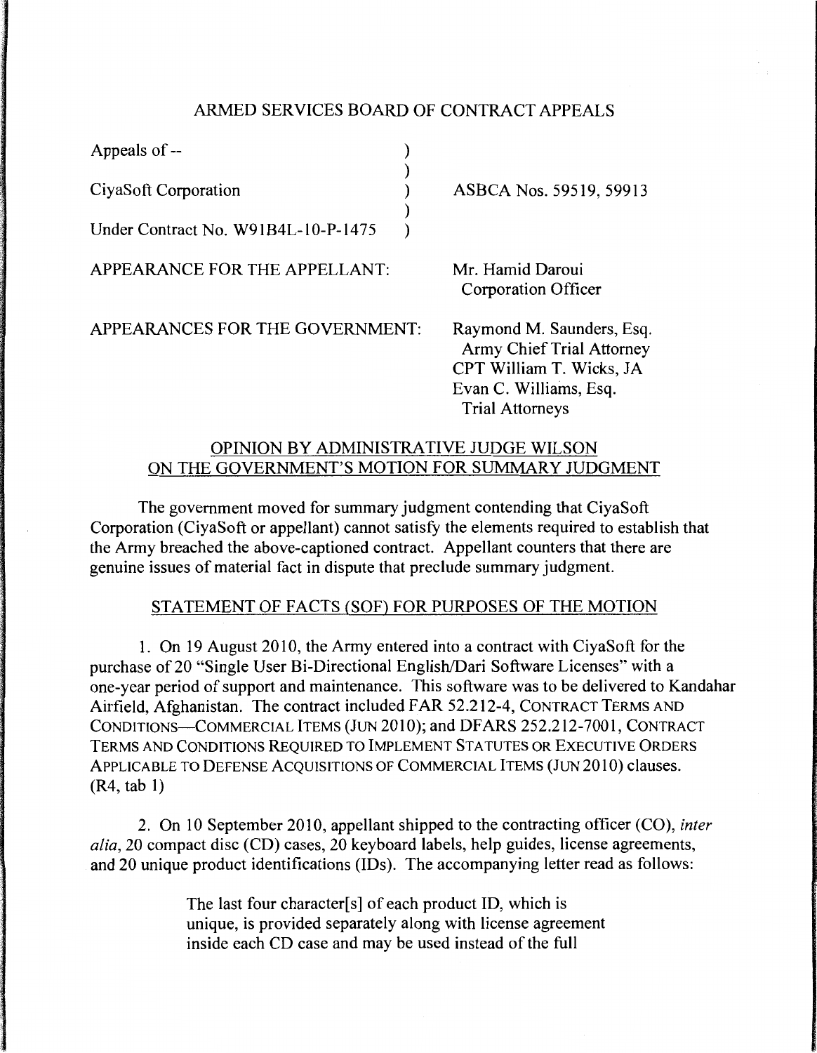ARMED SERVICES BOARD OF CONTRACT APPEALS

| | | |
|---|---|---|
| Appeals of -- | ) | |
| | ) | |
| CiyaSoft Corporation | ) | ASBCA Nos. 59519, 59913 |
| | ) | |
| Under Contract No. W91B4L-10-P-1475 | ) | |

APPEARANCE FOR THE APPELLANT: Mr. Hamid Daroui
Corporation Officer

APPEARANCES FOR THE GOVERNMENT: Raymond M. Saunders, Esq.
Army Chief Trial Attorney
CPT William T. Wicks, JA
Evan C. Williams, Esq.
Trial Attorneys

## OPINION BY ADMINISTRATIVE JUDGE WILSON ON THE GOVERNMENT'S MOTION FOR SUMMARY JUDGMENT

The government moved for summary judgment contending that CiyaSoft Corporation (CiyaSoft or appellant) cannot satisfy the elements required to establish that the Army breached the above-captioned contract. Appellant counters that there are genuine issues of material fact in dispute that preclude summary judgment.

## STATEMENT OF FACTS (SOF) FOR PURPOSES OF THE MOTION

1. On 19 August 2010, the Army entered into a contract with CiyaSoft for the purchase of 20 "Single User Bi-Directional English/Dari Software Licenses" with a one-year period of support and maintenance. This software was to be delivered to Kandahar Airfield, Afghanistan. The contract included FAR 52.212-4, CONTRACT TERMS AND CONDITIONS—COMMERCIAL ITEMS (JUN 2010); and DFARS 252.212-7001, CONTRACT TERMS AND CONDITIONS REQUIRED TO IMPLEMENT STATUTES OR EXECUTIVE ORDERS APPLICABLE TO DEFENSE ACQUISITIONS OF COMMERCIAL ITEMS (JUN 2010) clauses. (R4, tab 1)

2. On 10 September 2010, appellant shipped to the contracting officer (CO), *inter alia*, 20 compact disc (CD) cases, 20 keyboard labels, help guides, license agreements, and 20 unique product identifications (IDs). The accompanying letter read as follows:

> The last four character[s] of each product ID, which is unique, is provided separately along with license agreement inside each CD case and may be used instead of the full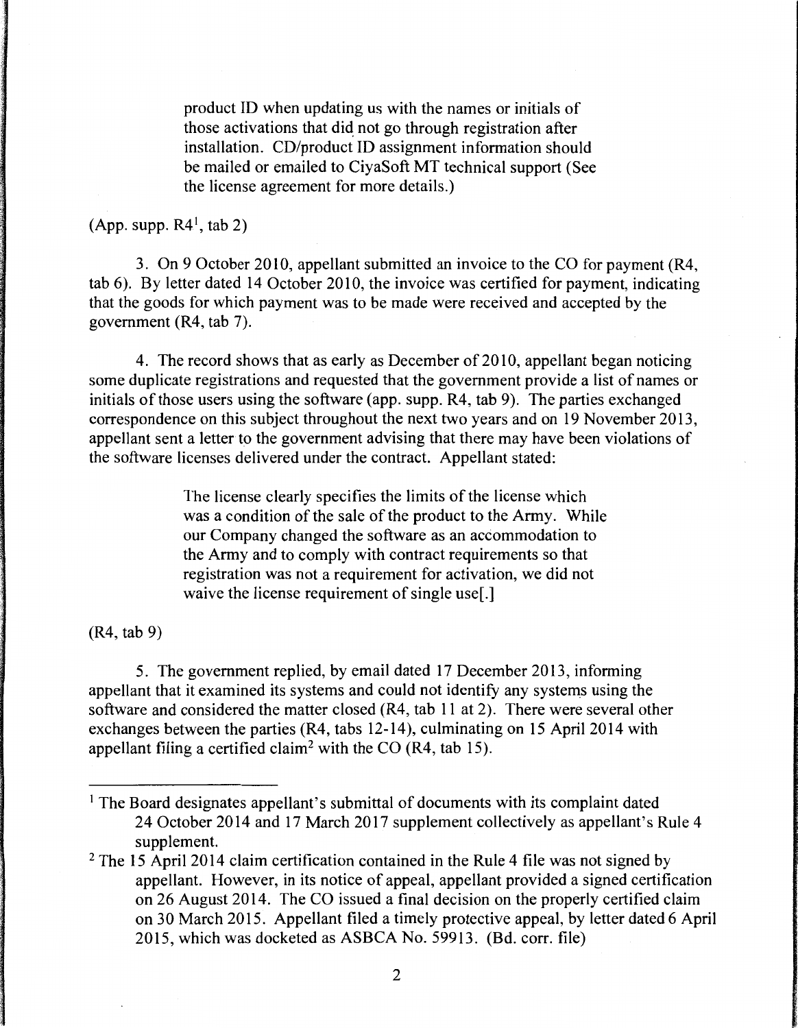> product ID when updating us with the names or initials of those activations that did not go through registration after installation. CD/product ID assignment information should be mailed or emailed to CiyaSoft MT technical support (See the license agreement for more details.)

(App. supp. R4[1], tab 2)

3. On 9 October 2010, appellant submitted an invoice to the CO for payment (R4, tab 6). By letter dated 14 October 2010, the invoice was certified for payment, indicating that the goods for which payment was to be made were received and accepted by the government (R4, tab 7).

4. The record shows that as early as December of 2010, appellant began noticing some duplicate registrations and requested that the government provide a list of names or initials of those users using the software (app. supp. R4, tab 9). The parties exchanged correspondence on this subject throughout the next two years and on 19 November 2013, appellant sent a letter to the government advising that there may have been violations of the software licenses delivered under the contract. Appellant stated:

> The license clearly specifies the limits of the license which was a condition of the sale of the product to the Army. While our Company changed the software as an accommodation to the Army and to comply with contract requirements so that registration was not a requirement for activation, we did not waive the license requirement of single use[.]

(R4, tab 9)

5. The government replied, by email dated 17 December 2013, informing appellant that it examined its systems and could not identify any systems using the software and considered the matter closed (R4, tab 11 at 2). There were several other exchanges between the parties (R4, tabs 12-14), culminating on 15 April 2014 with appellant filing a certified claim[2] with the CO (R4, tab 15).

---

[1] The Board designates appellant's submittal of documents with its complaint dated 24 October 2014 and 17 March 2017 supplement collectively as appellant's Rule 4 supplement.

[2] The 15 April 2014 claim certification contained in the Rule 4 file was not signed by appellant. However, in its notice of appeal, appellant provided a signed certification on 26 August 2014. The CO issued a final decision on the properly certified claim on 30 March 2015. Appellant filed a timely protective appeal, by letter dated 6 April 2015, which was docketed as ASBCA No. 59913. (Bd. corr. file)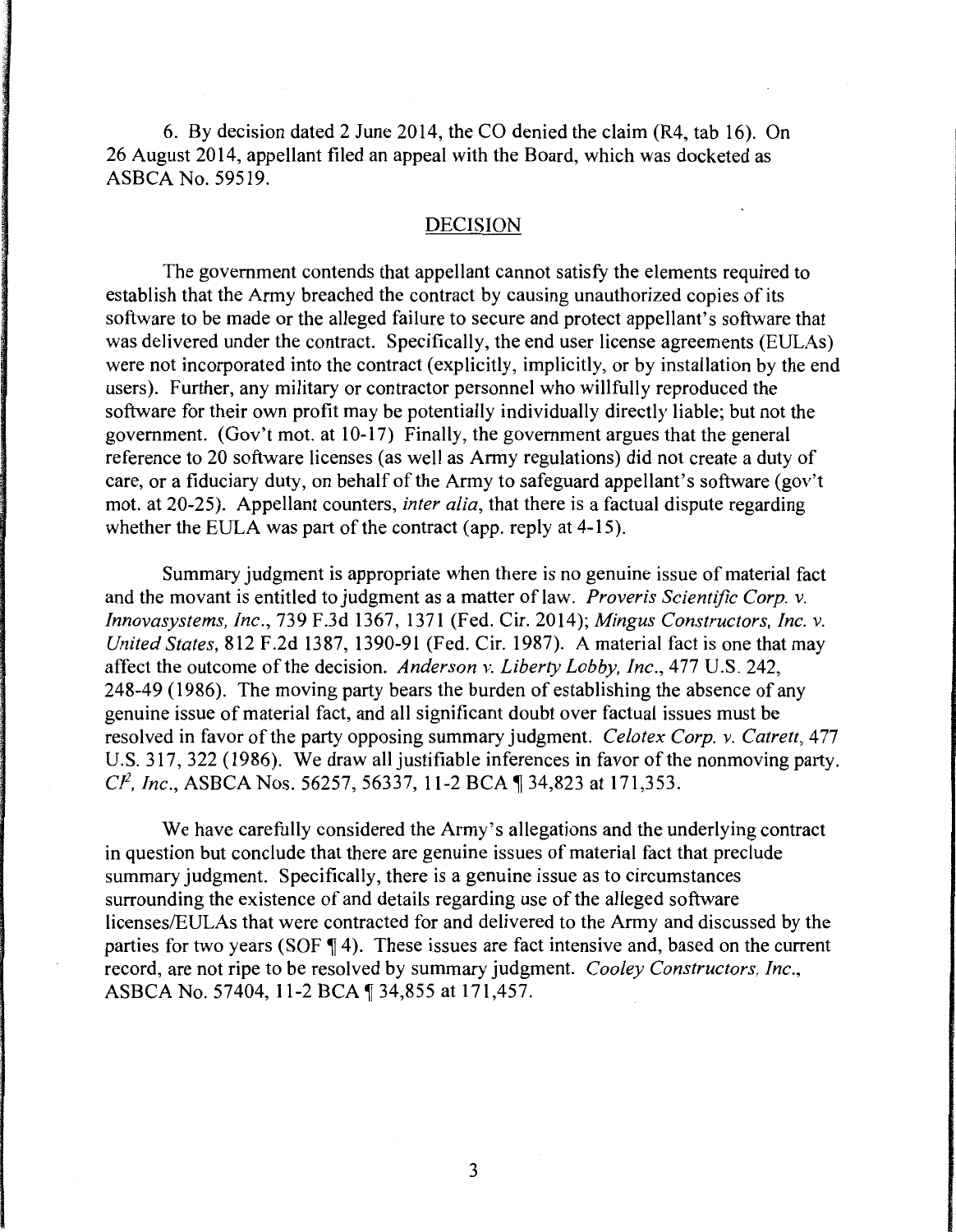6. By decision dated 2 June 2014, the CO denied the claim (R4, tab 16). On 26 August 2014, appellant filed an appeal with the Board, which was docketed as ASBCA No. 59519.

## DECISION

The government contends that appellant cannot satisfy the elements required to establish that the Army breached the contract by causing unauthorized copies of its software to be made or the alleged failure to secure and protect appellant's software that was delivered under the contract. Specifically, the end user license agreements (EULAs) were not incorporated into the contract (explicitly, implicitly, or by installation by the end users). Further, any military or contractor personnel who willfully reproduced the software for their own profit may be potentially individually directly liable; but not the government. (Gov't mot. at 10-17) Finally, the government argues that the general reference to 20 software licenses (as well as Army regulations) did not create a duty of care, or a fiduciary duty, on behalf of the Army to safeguard appellant's software (gov't mot. at 20-25). Appellant counters, *inter alia*, that there is a factual dispute regarding whether the EULA was part of the contract (app. reply at 4-15).

Summary judgment is appropriate when there is no genuine issue of material fact and the movant is entitled to judgment as a matter of law. *Proveris Scientific Corp. v. Innovasystems, Inc.*, 739 F.3d 1367, 1371 (Fed. Cir. 2014); *Mingus Constructors, Inc. v. United States*, 812 F.2d 1387, 1390-91 (Fed. Cir. 1987). A material fact is one that may affect the outcome of the decision. *Anderson v. Liberty Lobby, Inc.*, 477 U.S. 242, 248-49 (1986). The moving party bears the burden of establishing the absence of any genuine issue of material fact, and all significant doubt over factual issues must be resolved in favor of the party opposing summary judgment. *Celotex Corp. v. Catrett*, 477 U.S. 317, 322 (1986). We draw all justifiable inferences in favor of the nonmoving party. *CI², Inc.*, ASBCA Nos. 56257, 56337, 11-2 BCA ¶ 34,823 at 171,353.

We have carefully considered the Army's allegations and the underlying contract in question but conclude that there are genuine issues of material fact that preclude summary judgment. Specifically, there is a genuine issue as to circumstances surrounding the existence of and details regarding use of the alleged software licenses/EULAs that were contracted for and delivered to the Army and discussed by the parties for two years (SOF ¶ 4). These issues are fact intensive and, based on the current record, are not ripe to be resolved by summary judgment. *Cooley Constructors, Inc.*, ASBCA No. 57404, 11-2 BCA ¶ 34,855 at 171,457.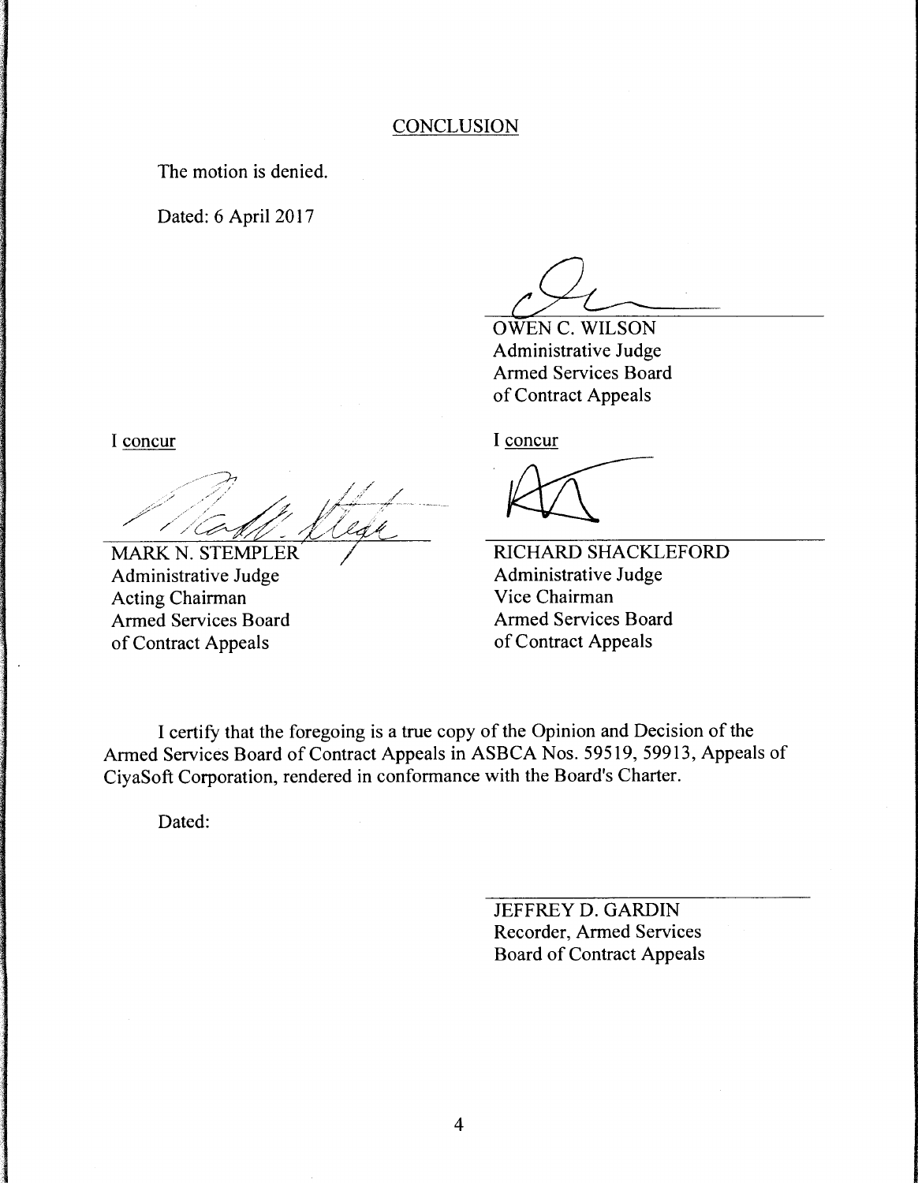## CONCLUSION

The motion is denied.

Dated: 6 April 2017

OWEN C. WILSON
Administrative Judge
Armed Services Board
of Contract Appeals

I concur

MARK N. STEMPLER
Administrative Judge
Acting Chairman
Armed Services Board
of Contract Appeals

I concur

RICHARD SHACKLEFORD
Administrative Judge
Vice Chairman
Armed Services Board
of Contract Appeals

I certify that the foregoing is a true copy of the Opinion and Decision of the Armed Services Board of Contract Appeals in ASBCA Nos. 59519, 59913, Appeals of CiyaSoft Corporation, rendered in conformance with the Board's Charter.

Dated:

JEFFREY D. GARDIN
Recorder, Armed Services
Board of Contract Appeals